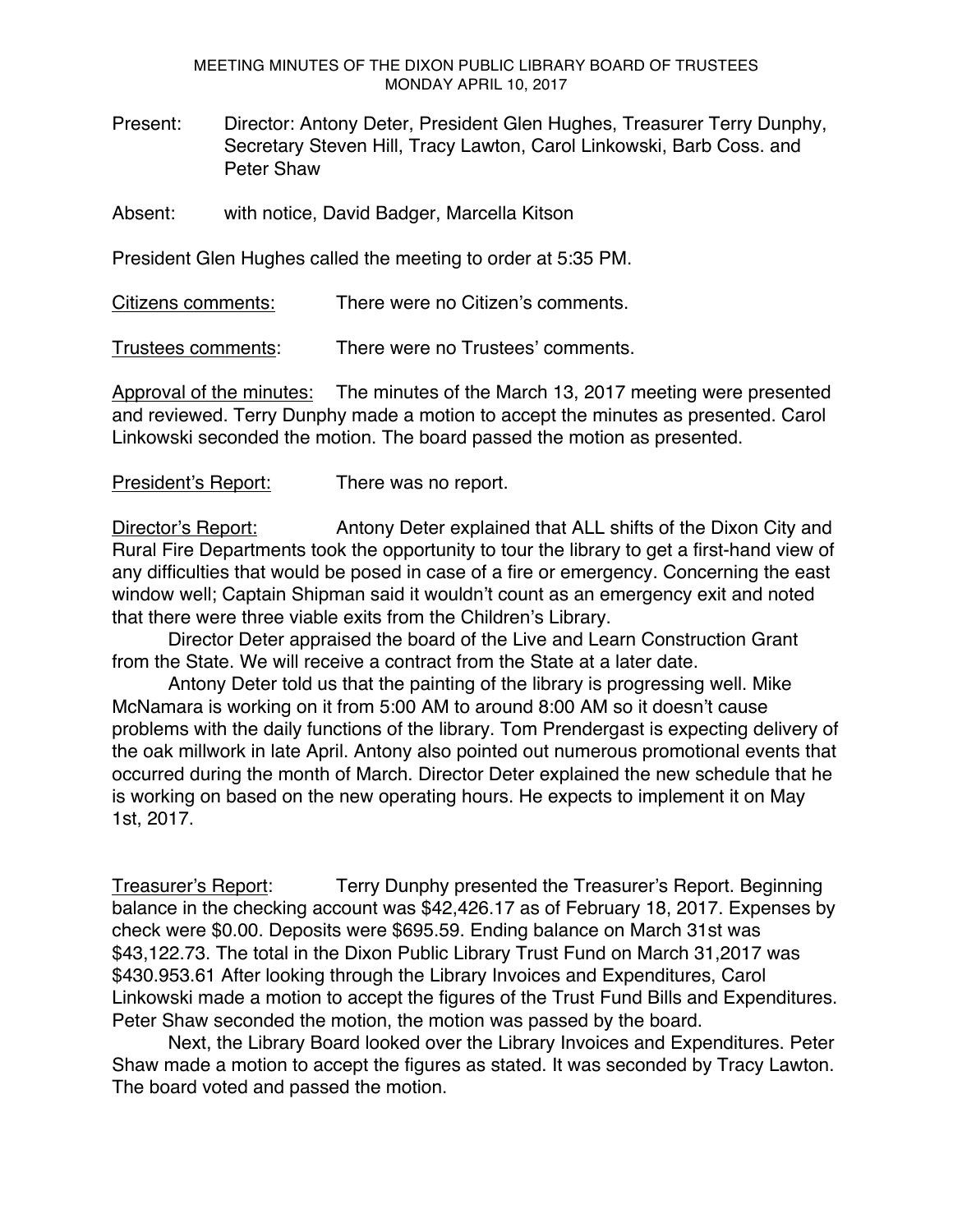MEETING MINUTES OF THE DIXON PUBLIC LIBRARY BOARD OF TRUSTEES
MONDAY APRIL 10, 2017

Present: Director: Antony Deter, President Glen Hughes, Treasurer Terry Dunphy, Secretary Steven Hill, Tracy Lawton, Carol Linkowski, Barb Coss. and Peter Shaw

Absent: with notice, David Badger, Marcella Kitson

President Glen Hughes called the meeting to order at 5:35 PM.

Citizens comments: There were no Citizen's comments.

Trustees comments: There were no Trustees' comments.

Approval of the minutes: The minutes of the March 13, 2017 meeting were presented and reviewed. Terry Dunphy made a motion to accept the minutes as presented. Carol Linkowski seconded the motion. The board passed the motion as presented.

President's Report: There was no report.

Director's Report: Antony Deter explained that ALL shifts of the Dixon City and Rural Fire Departments took the opportunity to tour the library to get a first-hand view of any difficulties that would be posed in case of a fire or emergency. Concerning the east window well; Captain Shipman said it wouldn't count as an emergency exit and noted that there were three viable exits from the Children's Library.

Director Deter appraised the board of the Live and Learn Construction Grant from the State. We will receive a contract from the State at a later date.

Antony Deter told us that the painting of the library is progressing well. Mike McNamara is working on it from 5:00 AM to around 8:00 AM so it doesn't cause problems with the daily functions of the library. Tom Prendergast is expecting delivery of the oak millwork in late April. Antony also pointed out numerous promotional events that occurred during the month of March. Director Deter explained the new schedule that he is working on based on the new operating hours. He expects to implement it on May 1st, 2017.

Treasurer's Report: Terry Dunphy presented the Treasurer's Report. Beginning balance in the checking account was $42,426.17 as of February 18, 2017. Expenses by check were $0.00. Deposits were $695.59. Ending balance on March 31st was $43,122.73. The total in the Dixon Public Library Trust Fund on March 31,2017 was $430.953.61 After looking through the Library Invoices and Expenditures, Carol Linkowski made a motion to accept the figures of the Trust Fund Bills and Expenditures. Peter Shaw seconded the motion, the motion was passed by the board.

Next, the Library Board looked over the Library Invoices and Expenditures. Peter Shaw made a motion to accept the figures as stated. It was seconded by Tracy Lawton. The board voted and passed the motion.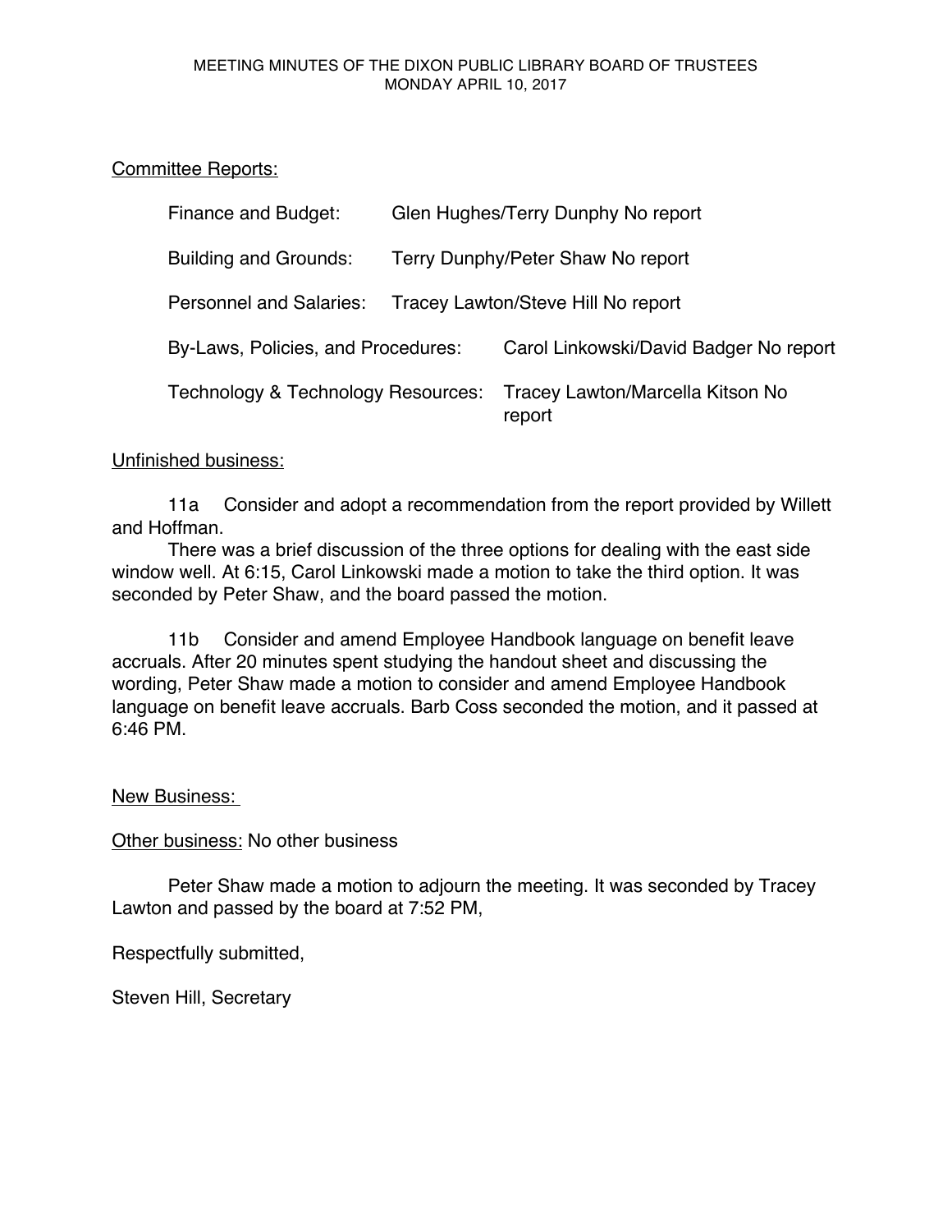MEETING MINUTES OF THE DIXON PUBLIC LIBRARY BOARD OF TRUSTEES
MONDAY APRIL 10, 2017

Committee Reports:

| | |
|---|---|
| Finance and Budget: | Glen Hughes/Terry Dunphy No report |
| Building and Grounds: | Terry Dunphy/Peter Shaw No report |
| Personnel and Salaries: | Tracey Lawton/Steve Hill No report |
| By-Laws, Policies, and Procedures: | Carol Linkowski/David Badger No report |
| Technology & Technology Resources: | Tracey Lawton/Marcella Kitson No report |

Unfinished business:

11a Consider and adopt a recommendation from the report provided by Willett and Hoffman.

There was a brief discussion of the three options for dealing with the east side window well. At 6:15, Carol Linkowski made a motion to take the third option. It was seconded by Peter Shaw, and the board passed the motion.

11b Consider and amend Employee Handbook language on benefit leave accruals. After 20 minutes spent studying the handout sheet and discussing the wording, Peter Shaw made a motion to consider and amend Employee Handbook language on benefit leave accruals. Barb Coss seconded the motion, and it passed at 6:46 PM.

New Business:

Other business: No other business

Peter Shaw made a motion to adjourn the meeting. It was seconded by Tracey Lawton and passed by the board at 7:52 PM,

Respectfully submitted,

Steven Hill, Secretary